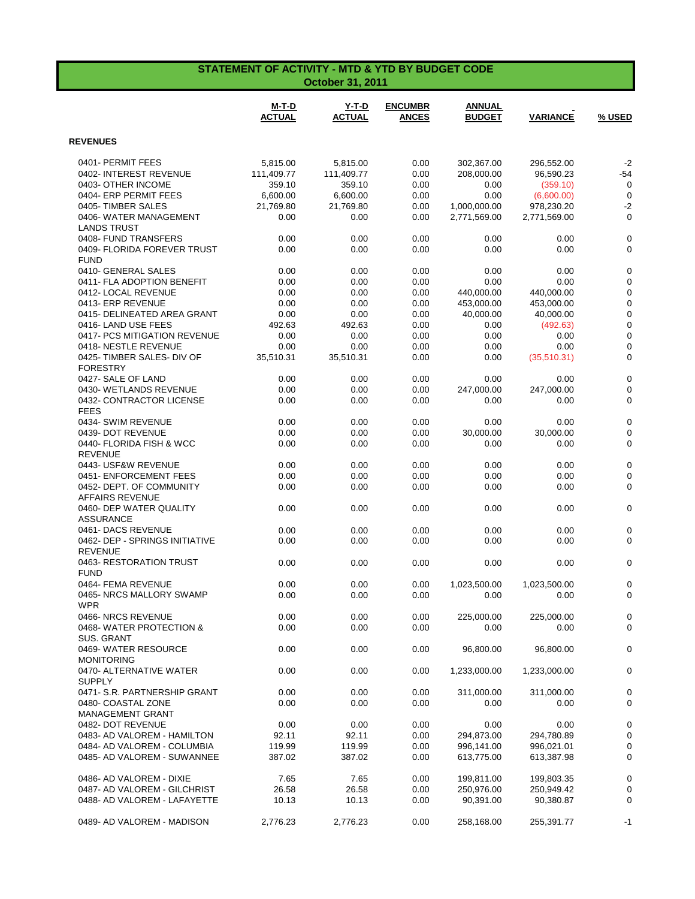## STATEMENT OF ACTIVITY - MTD & YTD BY BUDGET CODE
### October 31, 2011

| | M-T-D ACTUAL | Y-T-D ACTUAL | ENCUMBRANCES | ANNUAL BUDGET | VARIANCE | % USED |
|---|---|---|---|---|---|---|
| **REVENUES** | | | | | | |
| 0401- PERMIT FEES | 5,815.00 | 5,815.00 | 0.00 | 302,367.00 | 296,552.00 | -2 |
| 0402- INTEREST REVENUE | 111,409.77 | 111,409.77 | 0.00 | 208,000.00 | 96,590.23 | -54 |
| 0403- OTHER INCOME | 359.10 | 359.10 | 0.00 | 0.00 | (359.10) | 0 |
| 0404- ERP PERMIT FEES | 6,600.00 | 6,600.00 | 0.00 | 0.00 | (6,600.00) | 0 |
| 0405- TIMBER SALES | 21,769.80 | 21,769.80 | 0.00 | 1,000,000.00 | 978,230.20 | -2 |
| 0406- WATER MANAGEMENT LANDS TRUST | 0.00 | 0.00 | 0.00 | 2,771,569.00 | 2,771,569.00 | 0 |
| 0408- FUND TRANSFERS | 0.00 | 0.00 | 0.00 | 0.00 | 0.00 | 0 |
| 0409- FLORIDA FOREVER TRUST FUND | 0.00 | 0.00 | 0.00 | 0.00 | 0.00 | 0 |
| 0410- GENERAL SALES | 0.00 | 0.00 | 0.00 | 0.00 | 0.00 | 0 |
| 0411- FLA ADOPTION BENEFIT | 0.00 | 0.00 | 0.00 | 0.00 | 0.00 | 0 |
| 0412- LOCAL REVENUE | 0.00 | 0.00 | 0.00 | 440,000.00 | 440,000.00 | 0 |
| 0413- ERP REVENUE | 0.00 | 0.00 | 0.00 | 453,000.00 | 453,000.00 | 0 |
| 0415- DELINEATED AREA GRANT | 0.00 | 0.00 | 0.00 | 40,000.00 | 40,000.00 | 0 |
| 0416- LAND USE FEES | 492.63 | 492.63 | 0.00 | 0.00 | (492.63) | 0 |
| 0417- PCS MITIGATION REVENUE | 0.00 | 0.00 | 0.00 | 0.00 | 0.00 | 0 |
| 0418- NESTLE REVENUE | 0.00 | 0.00 | 0.00 | 0.00 | 0.00 | 0 |
| 0425- TIMBER SALES- DIV OF FORESTRY | 35,510.31 | 35,510.31 | 0.00 | 0.00 | (35,510.31) | 0 |
| 0427- SALE OF LAND | 0.00 | 0.00 | 0.00 | 0.00 | 0.00 | 0 |
| 0430- WETLANDS REVENUE | 0.00 | 0.00 | 0.00 | 247,000.00 | 247,000.00 | 0 |
| 0432- CONTRACTOR LICENSE FEES | 0.00 | 0.00 | 0.00 | 0.00 | 0.00 | 0 |
| 0434- SWIM REVENUE | 0.00 | 0.00 | 0.00 | 0.00 | 0.00 | 0 |
| 0439- DOT REVENUE | 0.00 | 0.00 | 0.00 | 30,000.00 | 30,000.00 | 0 |
| 0440- FLORIDA FISH & WCC REVENUE | 0.00 | 0.00 | 0.00 | 0.00 | 0.00 | 0 |
| 0443- USF&W REVENUE | 0.00 | 0.00 | 0.00 | 0.00 | 0.00 | 0 |
| 0451- ENFORCEMENT FEES | 0.00 | 0.00 | 0.00 | 0.00 | 0.00 | 0 |
| 0452- DEPT. OF COMMUNITY AFFAIRS REVENUE | 0.00 | 0.00 | 0.00 | 0.00 | 0.00 | 0 |
| 0460- DEP WATER QUALITY ASSURANCE | 0.00 | 0.00 | 0.00 | 0.00 | 0.00 | 0 |
| 0461- DACS REVENUE | 0.00 | 0.00 | 0.00 | 0.00 | 0.00 | 0 |
| 0462- DEP - SPRINGS INITIATIVE REVENUE | 0.00 | 0.00 | 0.00 | 0.00 | 0.00 | 0 |
| 0463- RESTORATION TRUST FUND | 0.00 | 0.00 | 0.00 | 0.00 | 0.00 | 0 |
| 0464- FEMA REVENUE | 0.00 | 0.00 | 0.00 | 1,023,500.00 | 1,023,500.00 | 0 |
| 0465- NRCS MALLORY SWAMP WPR | 0.00 | 0.00 | 0.00 | 0.00 | 0.00 | 0 |
| 0466- NRCS REVENUE | 0.00 | 0.00 | 0.00 | 225,000.00 | 225,000.00 | 0 |
| 0468- WATER PROTECTION & SUS. GRANT | 0.00 | 0.00 | 0.00 | 0.00 | 0.00 | 0 |
| 0469- WATER RESOURCE MONITORING | 0.00 | 0.00 | 0.00 | 96,800.00 | 96,800.00 | 0 |
| 0470- ALTERNATIVE WATER SUPPLY | 0.00 | 0.00 | 0.00 | 1,233,000.00 | 1,233,000.00 | 0 |
| 0471- S.R. PARTNERSHIP GRANT | 0.00 | 0.00 | 0.00 | 311,000.00 | 311,000.00 | 0 |
| 0480- COASTAL ZONE MANAGEMENT GRANT | 0.00 | 0.00 | 0.00 | 0.00 | 0.00 | 0 |
| 0482- DOT REVENUE | 0.00 | 0.00 | 0.00 | 0.00 | 0.00 | 0 |
| 0483- AD VALOREM - HAMILTON | 92.11 | 92.11 | 0.00 | 294,873.00 | 294,780.89 | 0 |
| 0484- AD VALOREM - COLUMBIA | 119.99 | 119.99 | 0.00 | 996,141.00 | 996,021.01 | 0 |
| 0485- AD VALOREM - SUWANNEE | 387.02 | 387.02 | 0.00 | 613,775.00 | 613,387.98 | 0 |
| 0486- AD VALOREM - DIXIE | 7.65 | 7.65 | 0.00 | 199,811.00 | 199,803.35 | 0 |
| 0487- AD VALOREM - GILCHRIST | 26.58 | 26.58 | 0.00 | 250,976.00 | 250,949.42 | 0 |
| 0488- AD VALOREM - LAFAYETTE | 10.13 | 10.13 | 0.00 | 90,391.00 | 90,380.87 | 0 |
| 0489- AD VALOREM - MADISON | 2,776.23 | 2,776.23 | 0.00 | 258,168.00 | 255,391.77 | -1 |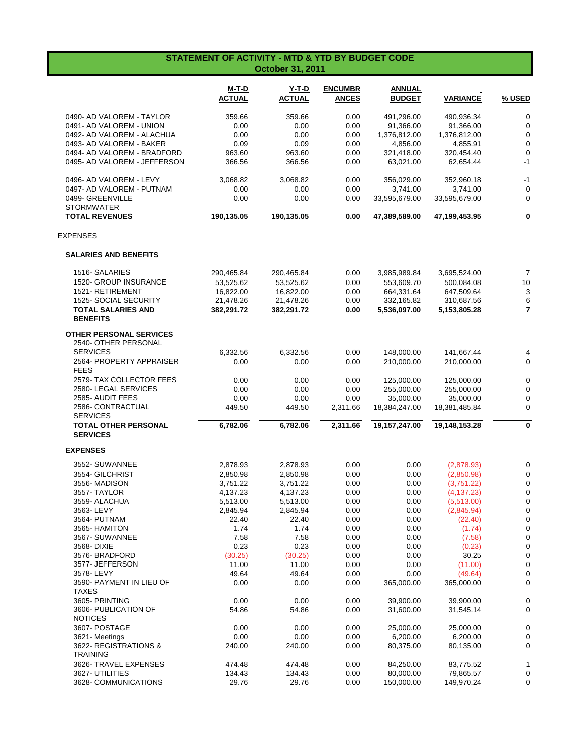## STATEMENT OF ACTIVITY - MTD & YTD BY BUDGET CODE
### October 31, 2011

| | M-T-D ACTUAL | Y-T-D ACTUAL | ENCUMBRANCES | ANNUAL BUDGET | VARIANCE | % USED |
|---|---|---|---|---|---|---|
| 0490- AD VALOREM - TAYLOR | 359.66 | 359.66 | 0.00 | 491,296.00 | 490,936.34 | 0 |
| 0491- AD VALOREM - UNION | 0.00 | 0.00 | 0.00 | 91,366.00 | 91,366.00 | 0 |
| 0492- AD VALOREM - ALACHUA | 0.00 | 0.00 | 0.00 | 1,376,812.00 | 1,376,812.00 | 0 |
| 0493- AD VALOREM - BAKER | 0.09 | 0.09 | 0.00 | 4,856.00 | 4,855.91 | 0 |
| 0494- AD VALOREM - BRADFORD | 963.60 | 963.60 | 0.00 | 321,418.00 | 320,454.40 | 0 |
| 0495- AD VALOREM - JEFFERSON | 366.56 | 366.56 | 0.00 | 63,021.00 | 62,654.44 | -1 |
| 0496- AD VALOREM - LEVY | 3,068.82 | 3,068.82 | 0.00 | 356,029.00 | 352,960.18 | -1 |
| 0497- AD VALOREM - PUTNAM | 0.00 | 0.00 | 0.00 | 3,741.00 | 3,741.00 | 0 |
| 0499- GREENVILLE STORMWATER | 0.00 | 0.00 | 0.00 | 33,595,679.00 | 33,595,679.00 | 0 |
| **TOTAL REVENUES** | **190,135.05** | **190,135.05** | **0.00** | **47,389,589.00** | **47,199,453.95** | **0** |
| EXPENSES | | | | | | |
| **SALARIES AND BENEFITS** | | | | | | |
| 1516- SALARIES | 290,465.84 | 290,465.84 | 0.00 | 3,985,989.84 | 3,695,524.00 | 7 |
| 1520- GROUP INSURANCE | 53,525.62 | 53,525.62 | 0.00 | 553,609.70 | 500,084.08 | 10 |
| 1521- RETIREMENT | 16,822.00 | 16,822.00 | 0.00 | 664,331.64 | 647,509.64 | 3 |
| 1525- SOCIAL SECURITY | 21,478.26 | 21,478.26 | 0.00 | 332,165.82 | 310,687.56 | 6 |
| **TOTAL SALARIES AND BENEFITS** | **382,291.72** | **382,291.72** | **0.00** | **5,536,097.00** | **5,153,805.28** | **7** |
| **OTHER PERSONAL SERVICES** | | | | | | |
| 2540- OTHER PERSONAL SERVICES | 6,332.56 | 6,332.56 | 0.00 | 148,000.00 | 141,667.44 | 4 |
| 2564- PROPERTY APPRAISER FEES | 0.00 | 0.00 | 0.00 | 210,000.00 | 210,000.00 | 0 |
| 2579- TAX COLLECTOR FEES | 0.00 | 0.00 | 0.00 | 125,000.00 | 125,000.00 | 0 |
| 2580- LEGAL SERVICES | 0.00 | 0.00 | 0.00 | 255,000.00 | 255,000.00 | 0 |
| 2585- AUDIT FEES | 0.00 | 0.00 | 0.00 | 35,000.00 | 35,000.00 | 0 |
| 2586- CONTRACTUAL SERVICES | 449.50 | 449.50 | 2,311.66 | 18,384,247.00 | 18,381,485.84 | 0 |
| **TOTAL OTHER PERSONAL SERVICES** | **6,782.06** | **6,782.06** | **2,311.66** | **19,157,247.00** | **19,148,153.28** | **0** |
| **EXPENSES** | | | | | | |
| 3552- SUWANNEE | 2,878.93 | 2,878.93 | 0.00 | 0.00 | (2,878.93) | 0 |
| 3554- GILCHRIST | 2,850.98 | 2,850.98 | 0.00 | 0.00 | (2,850.98) | 0 |
| 3556- MADISON | 3,751.22 | 3,751.22 | 0.00 | 0.00 | (3,751.22) | 0 |
| 3557- TAYLOR | 4,137.23 | 4,137.23 | 0.00 | 0.00 | (4,137.23) | 0 |
| 3559- ALACHUA | 5,513.00 | 5,513.00 | 0.00 | 0.00 | (5,513.00) | 0 |
| 3563- LEVY | 2,845.94 | 2,845.94 | 0.00 | 0.00 | (2,845.94) | 0 |
| 3564- PUTNAM | 22.40 | 22.40 | 0.00 | 0.00 | (22.40) | 0 |
| 3565- HAMITON | 1.74 | 1.74 | 0.00 | 0.00 | (1.74) | 0 |
| 3567- SUWANNEE | 7.58 | 7.58 | 0.00 | 0.00 | (7.58) | 0 |
| 3568- DIXIE | 0.23 | 0.23 | 0.00 | 0.00 | (0.23) | 0 |
| 3576- BRADFORD | (30.25) | (30.25) | 0.00 | 0.00 | 30.25 | 0 |
| 3577- JEFFERSON | 11.00 | 11.00 | 0.00 | 0.00 | (11.00) | 0 |
| 3578- LEVY | 49.64 | 49.64 | 0.00 | 0.00 | (49.64) | 0 |
| 3590- PAYMENT IN LIEU OF TAXES | 0.00 | 0.00 | 0.00 | 365,000.00 | 365,000.00 | 0 |
| 3605- PRINTING | 0.00 | 0.00 | 0.00 | 39,900.00 | 39,900.00 | 0 |
| 3606- PUBLICATION OF NOTICES | 54.86 | 54.86 | 0.00 | 31,600.00 | 31,545.14 | 0 |
| 3607- POSTAGE | 0.00 | 0.00 | 0.00 | 25,000.00 | 25,000.00 | 0 |
| 3621- Meetings | 0.00 | 0.00 | 0.00 | 6,200.00 | 6,200.00 | 0 |
| 3622- REGISTRATIONS & TRAINING | 240.00 | 240.00 | 0.00 | 80,375.00 | 80,135.00 | 0 |
| 3626- TRAVEL EXPENSES | 474.48 | 474.48 | 0.00 | 84,250.00 | 83,775.52 | 1 |
| 3627- UTILITIES | 134.43 | 134.43 | 0.00 | 80,000.00 | 79,865.57 | 0 |
| 3628- COMMUNICATIONS | 29.76 | 29.76 | 0.00 | 150,000.00 | 149,970.24 | 0 |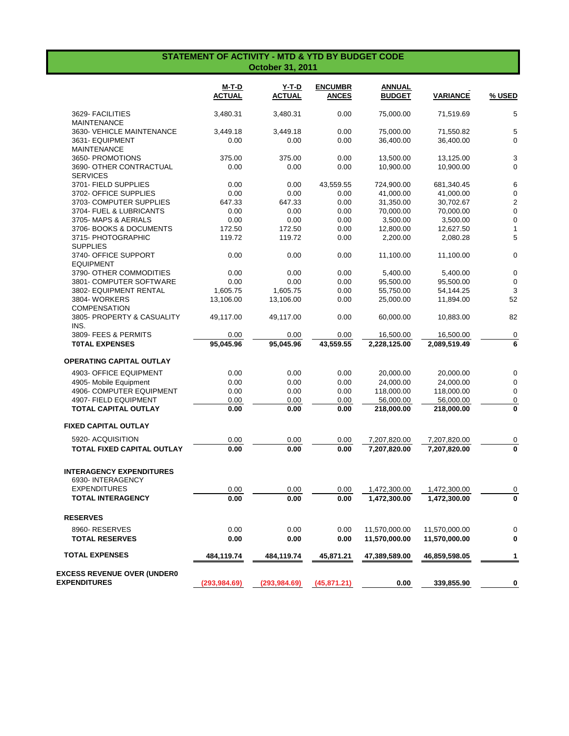## STATEMENT OF ACTIVITY - MTD & YTD BY BUDGET CODE
## October 31, 2011

| | M-T-D ACTUAL | Y-T-D ACTUAL | ENCUMBR ANCES | ANNUAL BUDGET | VARIANCE | % USED |
|---|---|---|---|---|---|---|
| 3629- FACILITIES MAINTENANCE | 3,480.31 | 3,480.31 | 0.00 | 75,000.00 | 71,519.69 | 5 |
| 3630- VEHICLE MAINTENANCE | 3,449.18 | 3,449.18 | 0.00 | 75,000.00 | 71,550.82 | 5 |
| 3631- EQUIPMENT MAINTENANCE | 0.00 | 0.00 | 0.00 | 36,400.00 | 36,400.00 | 0 |
| 3650- PROMOTIONS | 375.00 | 375.00 | 0.00 | 13,500.00 | 13,125.00 | 3 |
| 3690- OTHER CONTRACTUAL SERVICES | 0.00 | 0.00 | 0.00 | 10,900.00 | 10,900.00 | 0 |
| 3701- FIELD SUPPLIES | 0.00 | 0.00 | 43,559.55 | 724,900.00 | 681,340.45 | 6 |
| 3702- OFFICE SUPPLIES | 0.00 | 0.00 | 0.00 | 41,000.00 | 41,000.00 | 0 |
| 3703- COMPUTER SUPPLIES | 647.33 | 647.33 | 0.00 | 31,350.00 | 30,702.67 | 2 |
| 3704- FUEL & LUBRICANTS | 0.00 | 0.00 | 0.00 | 70,000.00 | 70,000.00 | 0 |
| 3705- MAPS & AERIALS | 0.00 | 0.00 | 0.00 | 3,500.00 | 3,500.00 | 0 |
| 3706- BOOKS & DOCUMENTS | 172.50 | 172.50 | 0.00 | 12,800.00 | 12,627.50 | 1 |
| 3715- PHOTOGRAPHIC SUPPLIES | 119.72 | 119.72 | 0.00 | 2,200.00 | 2,080.28 | 5 |
| 3740- OFFICE SUPPORT EQUIPMENT | 0.00 | 0.00 | 0.00 | 11,100.00 | 11,100.00 | 0 |
| 3790- OTHER COMMODITIES | 0.00 | 0.00 | 0.00 | 5,400.00 | 5,400.00 | 0 |
| 3801- COMPUTER SOFTWARE | 0.00 | 0.00 | 0.00 | 95,500.00 | 95,500.00 | 0 |
| 3802- EQUIPMENT RENTAL | 1,605.75 | 1,605.75 | 0.00 | 55,750.00 | 54,144.25 | 3 |
| 3804- WORKERS COMPENSATION | 13,106.00 | 13,106.00 | 0.00 | 25,000.00 | 11,894.00 | 52 |
| 3805- PROPERTY & CASUALITY INS. | 49,117.00 | 49,117.00 | 0.00 | 60,000.00 | 10,883.00 | 82 |
| 3809- FEES & PERMITS | 0.00 | 0.00 | 0.00 | 16,500.00 | 16,500.00 | 0 |
| **T0TAL EXPENSES** | **95,045.96** | **95,045.96** | **43,559.55** | **2,228,125.00** | **2,089,519.49** | **6** |
| **OPERATING CAPITAL OUTLAY** | | | | | | |
| 4903- OFFICE EQUIPMENT | 0.00 | 0.00 | 0.00 | 20,000.00 | 20,000.00 | 0 |
| 4905- Mobile Equipment | 0.00 | 0.00 | 0.00 | 24,000.00 | 24,000.00 | 0 |
| 4906- COMPUTER EQUIPMENT | 0.00 | 0.00 | 0.00 | 118,000.00 | 118,000.00 | 0 |
| 4907- FIELD EQUIPMENT | 0.00 | 0.00 | 0.00 | 56,000.00 | 56,000.00 | 0 |
| **TOTAL CAPITAL OUTLAY** | **0.00** | **0.00** | **0.00** | **218,000.00** | **218,000.00** | **0** |
| **FIXED CAPITAL OUTLAY** | | | | | | |
| 5920- ACQUISITION | 0.00 | 0.00 | 0.00 | 7,207,820.00 | 7,207,820.00 | 0 |
| **TOTAL FIXED CAPITAL OUTLAY** | **0.00** | **0.00** | **0.00** | **7,207,820.00** | **7,207,820.00** | **0** |
| **INTERAGENCY EXPENDITURES** | | | | | | |
| 6930- INTERAGENCY EXPENDITURES | 0.00 | 0.00 | 0.00 | 1,472,300.00 | 1,472,300.00 | 0 |
| **TOTAL INTERAGENCY** | **0.00** | **0.00** | **0.00** | **1,472,300.00** | **1,472,300.00** | **0** |
| **RESERVES** | | | | | | |
| 8960- RESERVES | 0.00 | 0.00 | 0.00 | 11,570,000.00 | 11,570,000.00 | 0 |
| **TOTAL RESERVES** | **0.00** | **0.00** | **0.00** | **11,570,000.00** | **11,570,000.00** | **0** |
| **TOTAL EXPENSES** | **484,119.74** | **484,119.74** | **45,871.21** | **47,389,589.00** | **46,859,598.05** | **1** |
| **EXCESS REVENUE OVER (UNDER0 EXPENDITURES** | **(293,984.69)** | **(293,984.69)** | **(45,871.21)** | **0.00** | **339,855.90** | **0** |